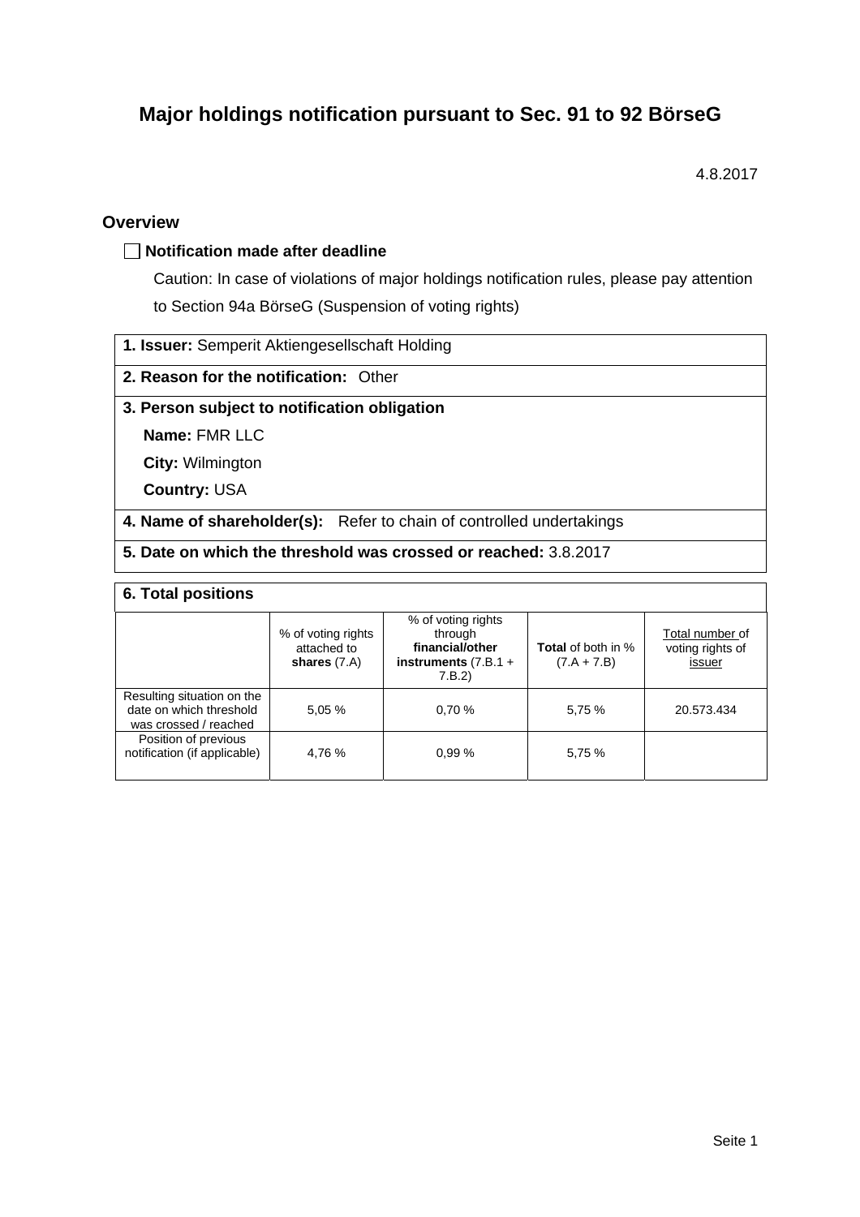# Major holdings notification pursuant to Sec. 91 to 92 BörseG

4.8.2017

## Overview

☐ **Notification made after deadline**

Caution: In case of violations of major holdings notification rules, please pay attention to Section 94a BörseG (Suspension of voting rights)

| **1. Issuer:** Semperit Aktiengesellschaft Holding |
|---|
| **2. Reason for the notification:** Other |
| **3. Person subject to notification obligation**<br>**Name:** FMR LLC<br>**City:** Wilmington<br>**Country:** USA |
| **4. Name of shareholder(s):** Refer to chain of controlled undertakings |
| **5. Date on which the threshold was crossed or reached:** 3.8.2017 |

**6. Total positions**

| | % of voting rights attached to **shares** (7.A) | % of voting rights through **financial/other instruments** (7.B.1 + 7.B.2) | **Total** of both in % (7.A + 7.B) | Total number of voting rights of issuer |
|---|---|---|---|---|
| Resulting situation on the date on which threshold was crossed / reached | 5,05 % | 0,70 % | 5,75 % | 20.573.434 |
| Position of previous notification (if applicable) | 4,76 % | 0,99 % | 5,75 % | |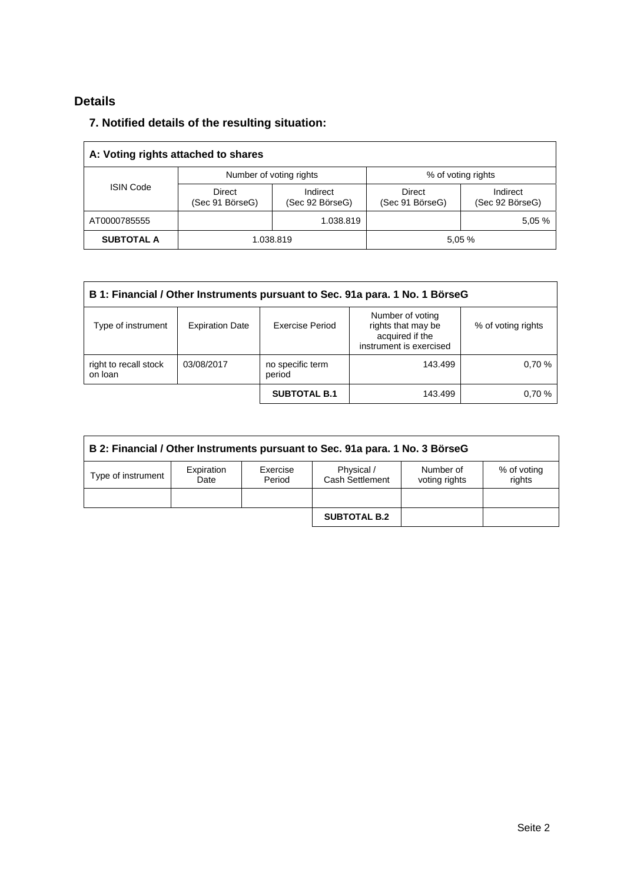## Details

### 7. Notified details of the resulting situation:

| A: Voting rights attached to shares | | | | |
|---|---|---|---|---|
| ISIN Code | Number of voting rights | | % of voting rights | |
| | Direct (Sec 91 BörseG) | Indirect (Sec 92 BörseG) | Direct (Sec 91 BörseG) | Indirect (Sec 92 BörseG) |
| AT0000785555 | | 1.038.819 | | 5,05 % |
| **SUBTOTAL A** | 1.038.819 | | 5,05 % | |

| B 1: Financial / Other Instruments pursuant to Sec. 91a para. 1 No. 1 BörseG | | | | |
|---|---|---|---|---|
| Type of instrument | Expiration Date | Exercise Period | Number of voting rights that may be acquired if the instrument is exercised | % of voting rights |
| right to recall stock on loan | 03/08/2017 | no specific term period | 143.499 | 0,70 % |
| | | **SUBTOTAL B.1** | 143.499 | 0,70 % |

| B 2: Financial / Other Instruments pursuant to Sec. 91a para. 1 No. 3 BörseG | | | | | |
|---|---|---|---|---|---|
| Type of instrument | Expiration Date | Exercise Period | Physical / Cash Settlement | Number of voting rights | % of voting rights |
| | | | | | |
| | | | **SUBTOTAL B.2** | | |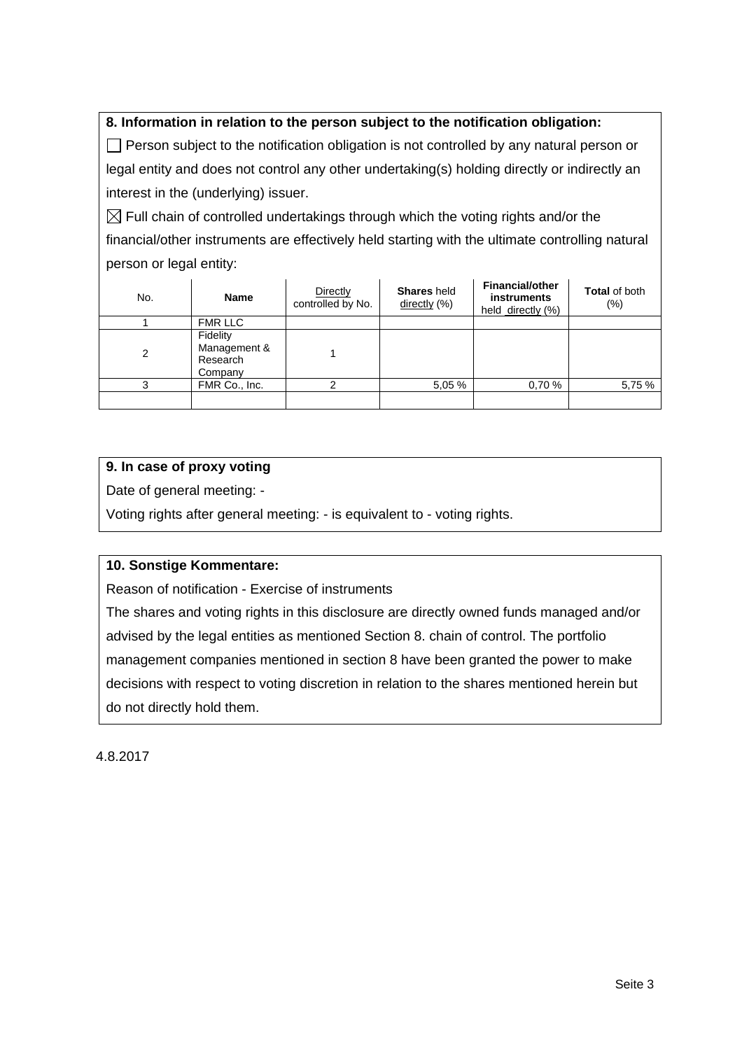**8. Information in relation to the person subject to the notification obligation:**

☐ Person subject to the notification obligation is not controlled by any natural person or legal entity and does not control any other undertaking(s) holding directly or indirectly an interest in the (underlying) issuer.

☒ Full chain of controlled undertakings through which the voting rights and/or the financial/other instruments are effectively held starting with the ultimate controlling natural person or legal entity:

| No. | Name | Directly controlled by No. | Shares held directly (%) | Financial/other instruments held directly (%) | Total of both (%) |
|---|---|---|---|---|---|
| 1 | FMR LLC | | | | |
| 2 | Fidelity Management & Research Company | 1 | | | |
| 3 | FMR Co., Inc. | 2 | 5,05 % | 0,70 % | 5,75 % |
| | | | | | |

**9. In case of proxy voting**

Date of general meeting: -

Voting rights after general meeting: - is equivalent to - voting rights.

**10. Sonstige Kommentare:**

Reason of notification - Exercise of instruments

The shares and voting rights in this disclosure are directly owned funds managed and/or advised by the legal entities as mentioned Section 8. chain of control. The portfolio management companies mentioned in section 8 have been granted the power to make decisions with respect to voting discretion in relation to the shares mentioned herein but do not directly hold them.

4.8.2017